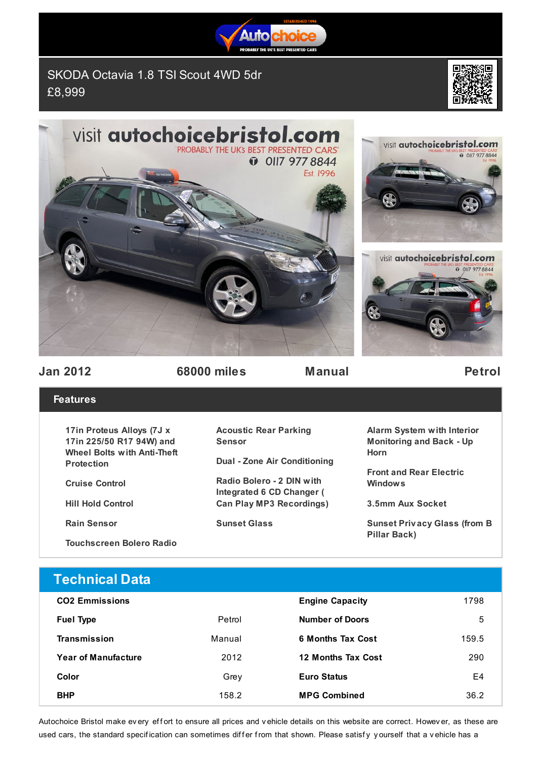# SKODA Octavia 1.8 TSI Scout 4WD 5dr

£8,999

| Jan 2012 | 68000 miles | Manual | Petrol |
|---|---|---|---|

## Features

- 17in Proteus Alloys (7J x 17in 225/50 R17 94W) and Wheel Bolts with Anti-Theft Protection
- Cruise Control
- Hill Hold Control
- Rain Sensor
- Touchscreen Bolero Radio
- Acoustic Rear Parking Sensor
- Dual - Zone Air Conditioning
- Radio Bolero - 2 DIN with Integrated 6 CD Changer ( Can Play MP3 Recordings)
- Sunset Glass
- Alarm System with Interior Monitoring and Back - Up Horn
- Front and Rear Electric Windows
- 3.5mm Aux Socket
- Sunset Privacy Glass (from B Pillar Back)

## Technical Data

| | | | |
|---|---|---|---|
| CO2 Emmissions | | Engine Capacity | 1798 |
| Fuel Type | Petrol | Number of Doors | 5 |
| Transmission | Manual | 6 Months Tax Cost | 159.5 |
| Year of Manufacture | 2012 | 12 Months Tax Cost | 290 |
| Color | Grey | Euro Status | E4 |
| BHP | 158.2 | MPG Combined | 36.2 |

Autochoice Bristol make every effort to ensure all prices and vehicle details on this website are correct. However, as these are used cars, the standard specification can sometimes differ from that shown. Please satisfy yourself that a vehicle has a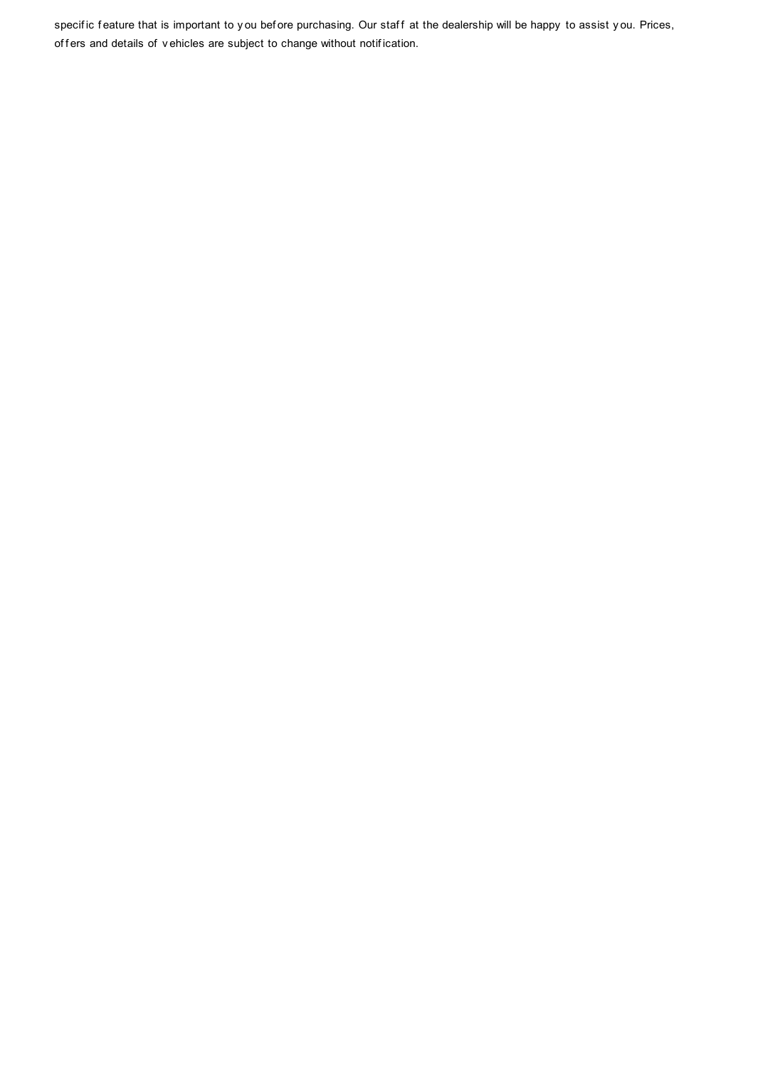specific feature that is important to you before purchasing. Our staff at the dealership will be happy to assist you. Prices, offers and details of vehicles are subject to change without notification.